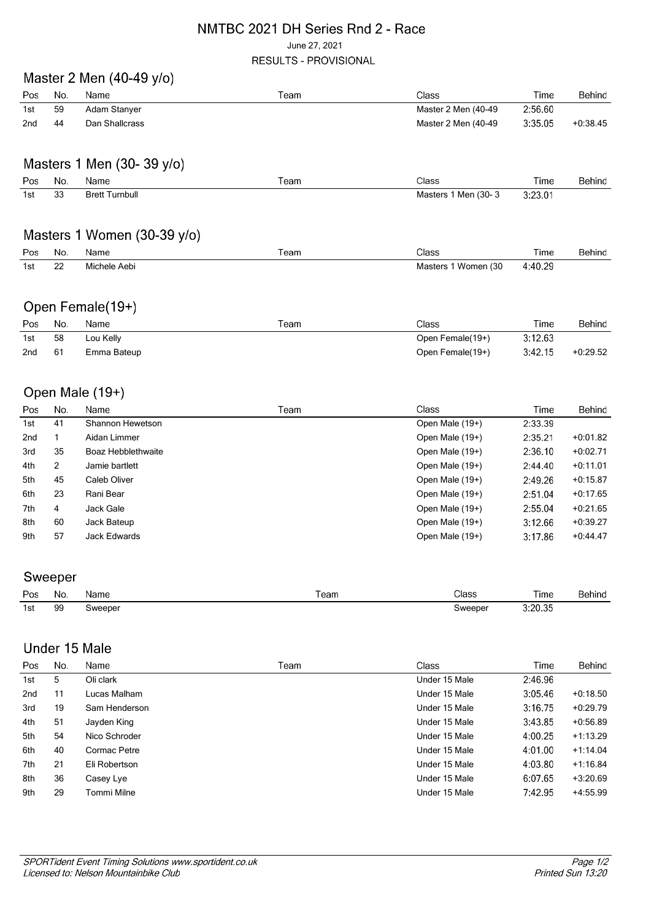# NMTBC 2021 DH Series Rnd 2 - Race

June 27, 2021

RESULTS - PROVISIONAL

## Master 2 Men (40-49 y/o)

| Pos | No. | Name | Team | Class | Time | Behind |
|---|---|---|---|---|---|---|
| 1st | 59 | Adam Stanyer | | Master 2 Men (40-49 | 2:56.60 | |
| 2nd | 44 | Dan Shallcrass | | Master 2 Men (40-49 | 3:35.05 | +0:38.45 |

## Masters 1 Men (30- 39 y/o)

| Pos | No. | Name | Team | Class | Time | Behind |
|---|---|---|---|---|---|---|
| 1st | 33 | Brett Turnbull | | Masters 1 Men (30- 3 | 3:23.01 | |

## Masters 1 Women (30-39 y/o)

| Pos | No. | Name | Team | Class | Time | Behind |
|---|---|---|---|---|---|---|
| 1st | 22 | Michele Aebi | | Masters 1 Women (30 | 4:40.29 | |

## Open Female(19+)

| Pos | No. | Name | Team | Class | Time | Behind |
|---|---|---|---|---|---|---|
| 1st | 58 | Lou Kelly | | Open Female(19+) | 3:12.63 | |
| 2nd | 61 | Emma Bateup | | Open Female(19+) | 3:42.15 | +0:29.52 |

## Open Male (19+)

| Pos | No. | Name | Team | Class | Time | Behind |
|---|---|---|---|---|---|---|
| 1st | 41 | Shannon Hewetson | | Open Male (19+) | 2:33.39 | |
| 2nd | 1 | Aidan Limmer | | Open Male (19+) | 2:35.21 | +0:01.82 |
| 3rd | 35 | Boaz Hebblethwaite | | Open Male (19+) | 2:36.10 | +0:02.71 |
| 4th | 2 | Jamie bartlett | | Open Male (19+) | 2:44.40 | +0:11.01 |
| 5th | 45 | Caleb Oliver | | Open Male (19+) | 2:49.26 | +0:15.87 |
| 6th | 23 | Rani Bear | | Open Male (19+) | 2:51.04 | +0:17.65 |
| 7th | 4 | Jack Gale | | Open Male (19+) | 2:55.04 | +0:21.65 |
| 8th | 60 | Jack Bateup | | Open Male (19+) | 3:12.66 | +0:39.27 |
| 9th | 57 | Jack Edwards | | Open Male (19+) | 3:17.86 | +0:44.47 |

## Sweeper

| Pos | No. | Name | Team | Class | Time | Behind |
|---|---|---|---|---|---|---|
| 1st | 99 | Sweeper | | Sweeper | 3:20.35 | |

## Under 15 Male

| Pos | No. | Name | Team | Class | Time | Behind |
|---|---|---|---|---|---|---|
| 1st | 5 | Oli clark | | Under 15 Male | 2:46.96 | |
| 2nd | 11 | Lucas Malham | | Under 15 Male | 3:05.46 | +0:18.50 |
| 3rd | 19 | Sam Henderson | | Under 15 Male | 3:16.75 | +0:29.79 |
| 4th | 51 | Jayden King | | Under 15 Male | 3:43.85 | +0:56.89 |
| 5th | 54 | Nico Schroder | | Under 15 Male | 4:00.25 | +1:13.29 |
| 6th | 40 | Cormac Petre | | Under 15 Male | 4:01.00 | +1:14.04 |
| 7th | 21 | Eli Robertson | | Under 15 Male | 4:03.80 | +1:16.84 |
| 8th | 36 | Casey Lye | | Under 15 Male | 6:07.65 | +3:20.69 |
| 9th | 29 | Tommi Milne | | Under 15 Male | 7:42.95 | +4:55.99 |

*SPORTident Event Timing Solutions www.sportident.co.uk*
*Licensed to: Nelson Mountainbike Club*

*Printed Sun 13:20*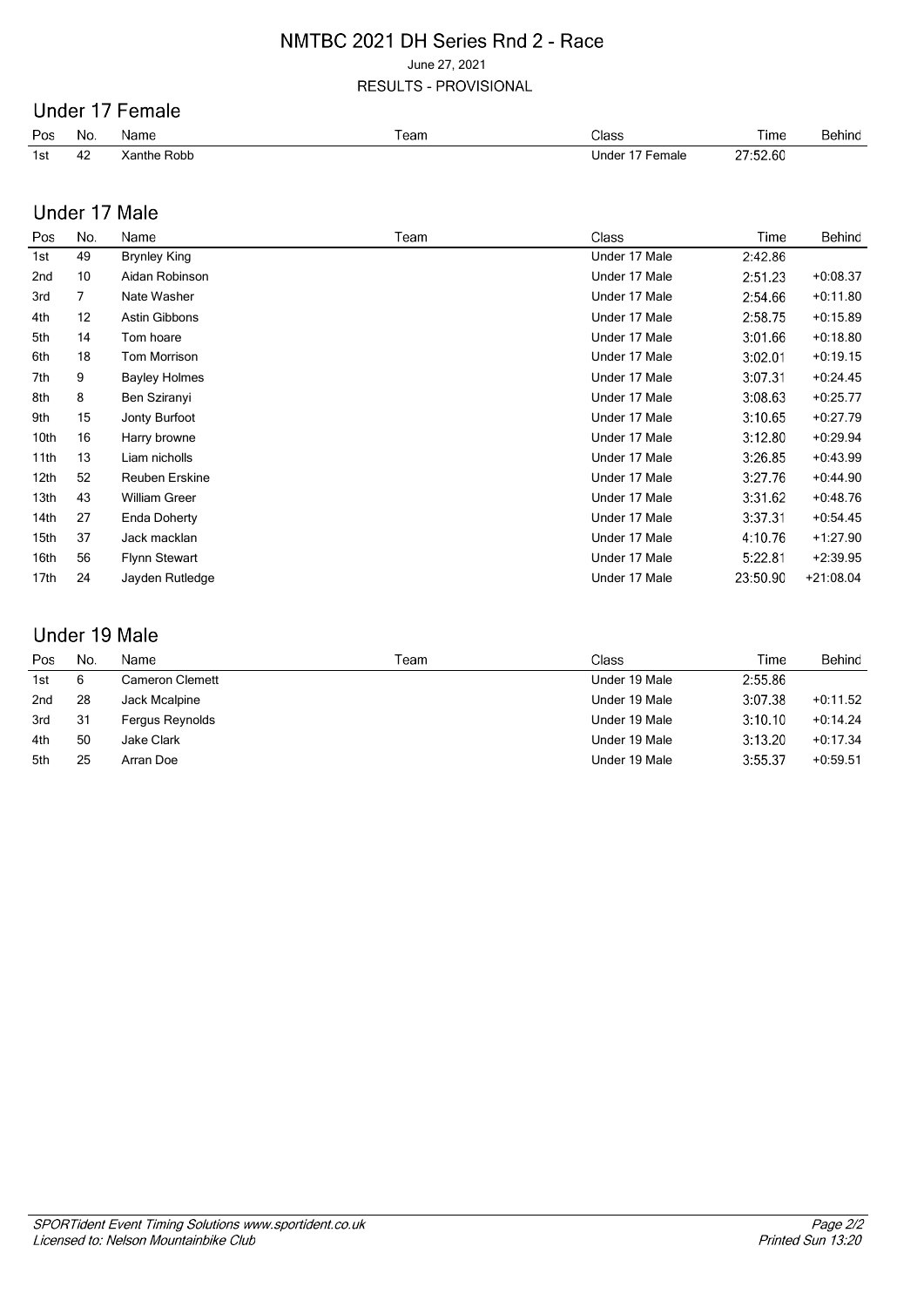# NMTBC 2021 DH Series Rnd 2 - Race

June 27, 2021

RESULTS - PROVISIONAL

## Under 17 Female

| Pos | No. | Name | Team | Class | Time | Behind |
|---|---|---|---|---|---|---|
| 1st | 42 | Xanthe Robb | | Under 17 Female | 27:52.60 | |

## Under 17 Male

| Pos | No. | Name | Team | Class | Time | Behind |
|---|---|---|---|---|---|---|
| 1st | 49 | Brynley King | | Under 17 Male | 2:42.86 | |
| 2nd | 10 | Aidan Robinson | | Under 17 Male | 2:51.23 | +0:08.37 |
| 3rd | 7 | Nate Washer | | Under 17 Male | 2:54.66 | +0:11.80 |
| 4th | 12 | Astin Gibbons | | Under 17 Male | 2:58.75 | +0:15.89 |
| 5th | 14 | Tom hoare | | Under 17 Male | 3:01.66 | +0:18.80 |
| 6th | 18 | Tom Morrison | | Under 17 Male | 3:02.01 | +0:19.15 |
| 7th | 9 | Bayley Holmes | | Under 17 Male | 3:07.31 | +0:24.45 |
| 8th | 8 | Ben Sziranyi | | Under 17 Male | 3:08.63 | +0:25.77 |
| 9th | 15 | Jonty Burfoot | | Under 17 Male | 3:10.65 | +0:27.79 |
| 10th | 16 | Harry browne | | Under 17 Male | 3:12.80 | +0:29.94 |
| 11th | 13 | Liam nicholls | | Under 17 Male | 3:26.85 | +0:43.99 |
| 12th | 52 | Reuben Erskine | | Under 17 Male | 3:27.76 | +0:44.90 |
| 13th | 43 | William Greer | | Under 17 Male | 3:31.62 | +0:48.76 |
| 14th | 27 | Enda Doherty | | Under 17 Male | 3:37.31 | +0:54.45 |
| 15th | 37 | Jack macklan | | Under 17 Male | 4:10.76 | +1:27.90 |
| 16th | 56 | Flynn Stewart | | Under 17 Male | 5:22.81 | +2:39.95 |
| 17th | 24 | Jayden Rutledge | | Under 17 Male | 23:50.90 | +21:08.04 |

## Under 19 Male

| Pos | No. | Name | Team | Class | Time | Behind |
|---|---|---|---|---|---|---|
| 1st | 6 | Cameron Clemett | | Under 19 Male | 2:55.86 | |
| 2nd | 28 | Jack Mcalpine | | Under 19 Male | 3:07.38 | +0:11.52 |
| 3rd | 31 | Fergus Reynolds | | Under 19 Male | 3:10.10 | +0:14.24 |
| 4th | 50 | Jake Clark | | Under 19 Male | 3:13.20 | +0:17.34 |
| 5th | 25 | Arran Doe | | Under 19 Male | 3:55.37 | +0:59.51 |

*SPORTident Event Timing Solutions www.sportident.co.uk*
*Licensed to: Nelson Mountainbike Club*

*Printed Sun 13:20*